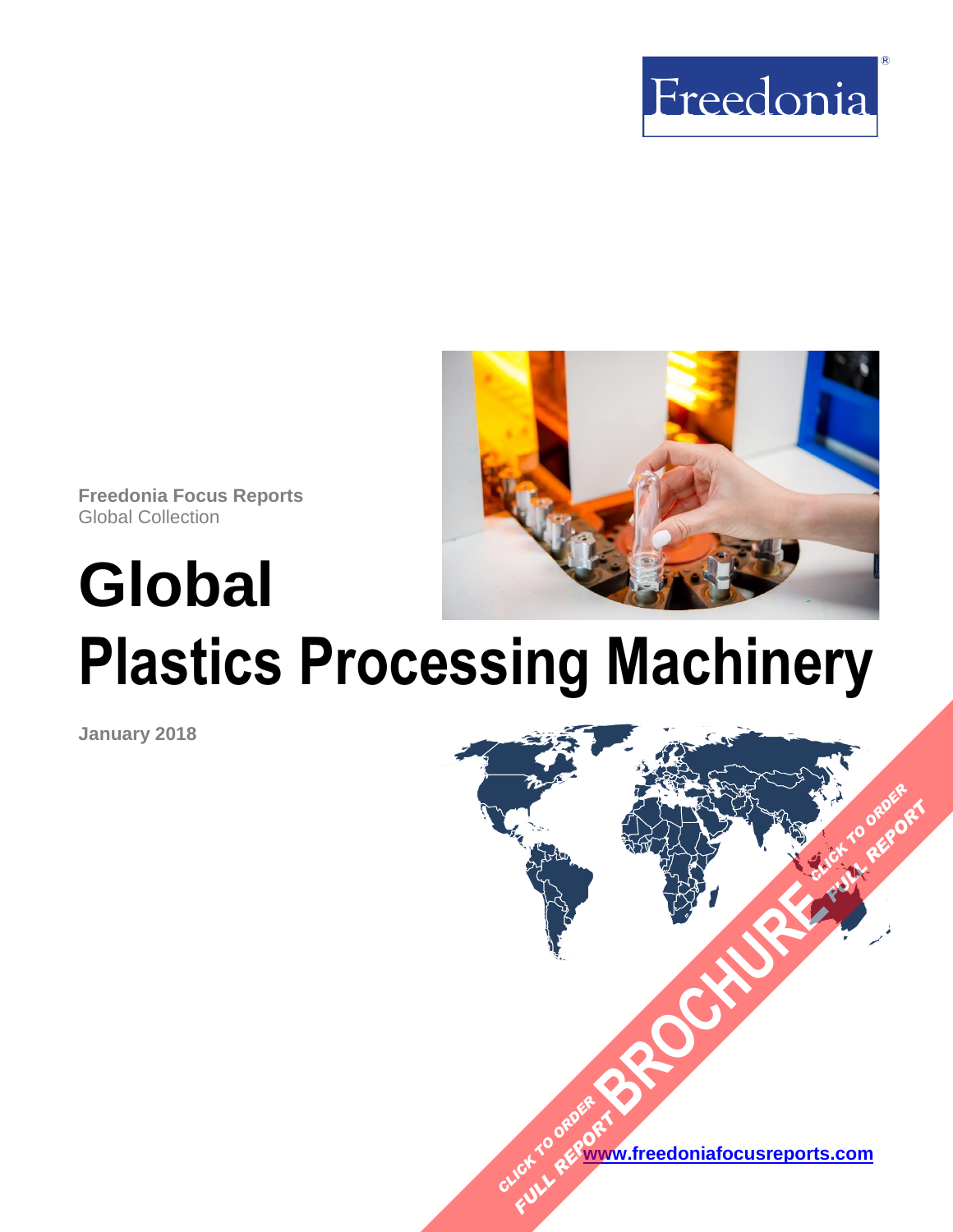Freedonia®

**Freedonia Focus Reports**
Global Collection

# Global Plastics Processing Machinery

**January 2018**

CLICK TO ORDER FULL REPORT

BROCHURE

CLICK TO ORDER FULL REPORT

**www.freedoniafocusreports.com**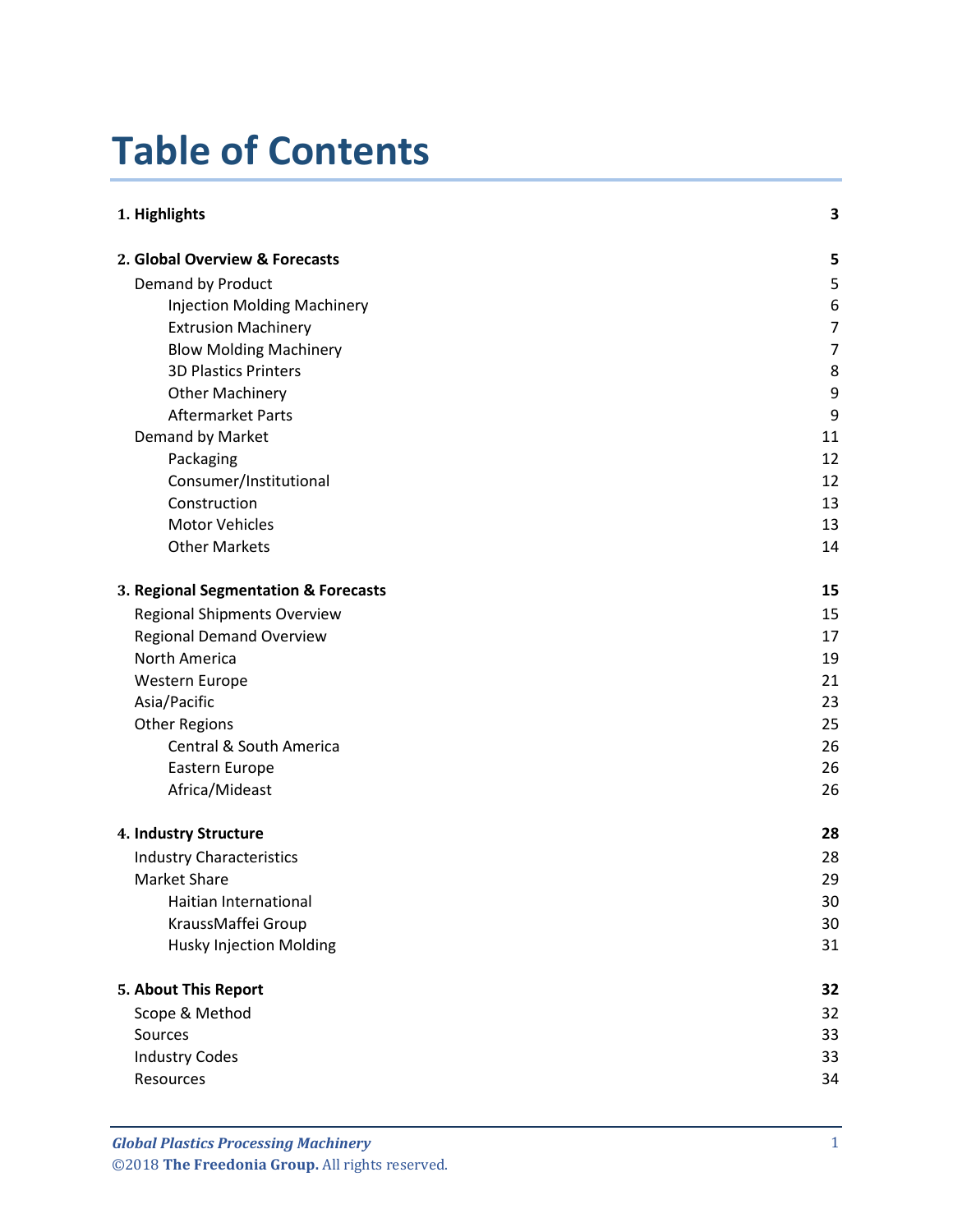# Table of Contents

| | |
|---|---|
| **1. Highlights** | **3** |
| **2. Global Overview & Forecasts** | **5** |
| Demand by Product | 5 |
| Injection Molding Machinery | 6 |
| Extrusion Machinery | 7 |
| Blow Molding Machinery | 7 |
| 3D Plastics Printers | 8 |
| Other Machinery | 9 |
| Aftermarket Parts | 9 |
| Demand by Market | 11 |
| Packaging | 12 |
| Consumer/Institutional | 12 |
| Construction | 13 |
| Motor Vehicles | 13 |
| Other Markets | 14 |
| **3. Regional Segmentation & Forecasts** | **15** |
| Regional Shipments Overview | 15 |
| Regional Demand Overview | 17 |
| North America | 19 |
| Western Europe | 21 |
| Asia/Pacific | 23 |
| Other Regions | 25 |
| Central & South America | 26 |
| Eastern Europe | 26 |
| Africa/Mideast | 26 |
| **4. Industry Structure** | **28** |
| Industry Characteristics | 28 |
| Market Share | 29 |
| Haitian International | 30 |
| KraussMaffei Group | 30 |
| Husky Injection Molding | 31 |
| **5. About This Report** | **32** |
| Scope & Method | 32 |
| Sources | 33 |
| Industry Codes | 33 |
| Resources | 34 |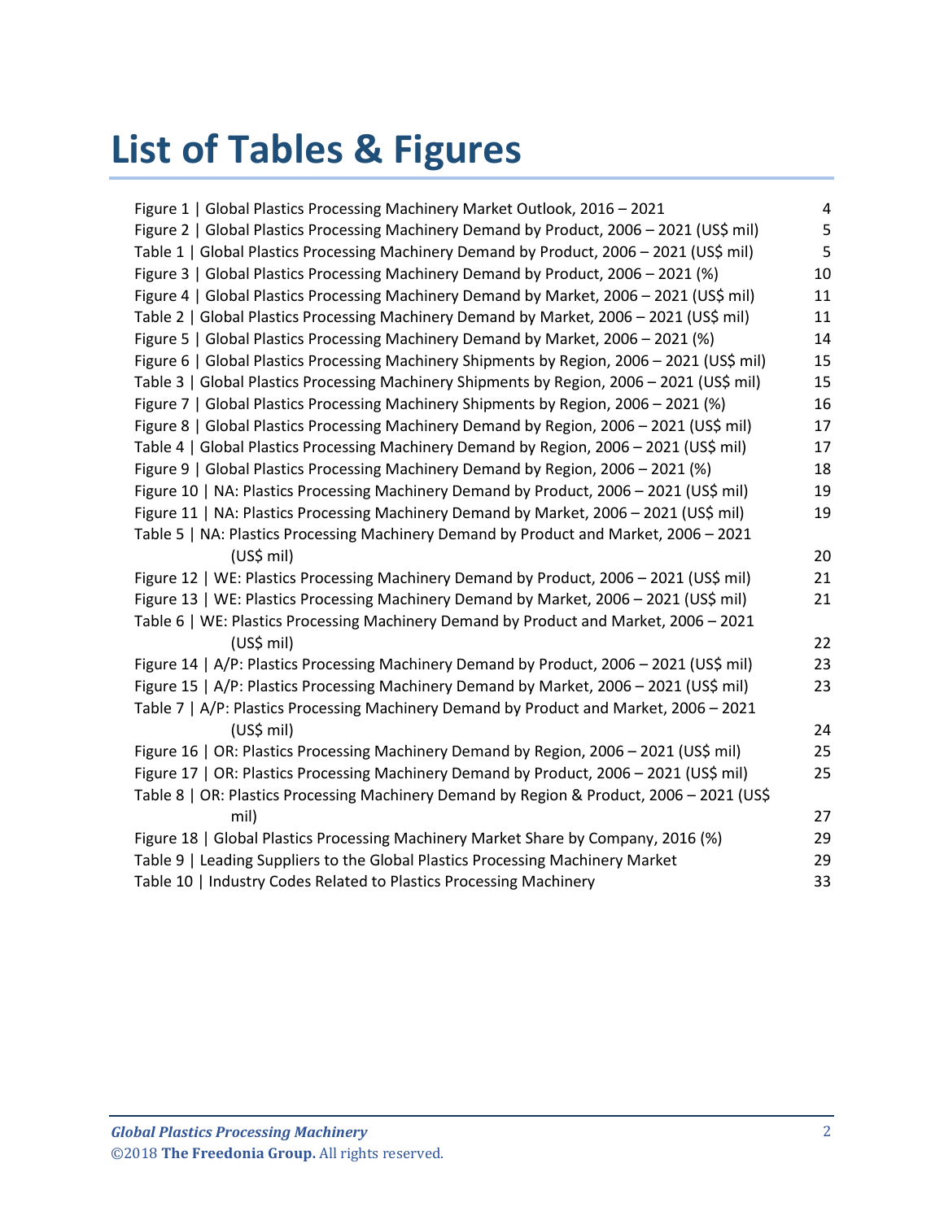# List of Tables & Figures

| | |
|---|---|
| Figure 1 \| Global Plastics Processing Machinery Market Outlook, 2016 – 2021 | 4 |
| Figure 2 \| Global Plastics Processing Machinery Demand by Product, 2006 – 2021 (US$ mil) | 5 |
| Table 1 \| Global Plastics Processing Machinery Demand by Product, 2006 – 2021 (US$ mil) | 5 |
| Figure 3 \| Global Plastics Processing Machinery Demand by Product, 2006 – 2021 (%) | 10 |
| Figure 4 \| Global Plastics Processing Machinery Demand by Market, 2006 – 2021 (US$ mil) | 11 |
| Table 2 \| Global Plastics Processing Machinery Demand by Market, 2006 – 2021 (US$ mil) | 11 |
| Figure 5 \| Global Plastics Processing Machinery Demand by Market, 2006 – 2021 (%) | 14 |
| Figure 6 \| Global Plastics Processing Machinery Shipments by Region, 2006 – 2021 (US$ mil) | 15 |
| Table 3 \| Global Plastics Processing Machinery Shipments by Region, 2006 – 2021 (US$ mil) | 15 |
| Figure 7 \| Global Plastics Processing Machinery Shipments by Region, 2006 – 2021 (%) | 16 |
| Figure 8 \| Global Plastics Processing Machinery Demand by Region, 2006 – 2021 (US$ mil) | 17 |
| Table 4 \| Global Plastics Processing Machinery Demand by Region, 2006 – 2021 (US$ mil) | 17 |
| Figure 9 \| Global Plastics Processing Machinery Demand by Region, 2006 – 2021 (%) | 18 |
| Figure 10 \| NA: Plastics Processing Machinery Demand by Product, 2006 – 2021 (US$ mil) | 19 |
| Figure 11 \| NA: Plastics Processing Machinery Demand by Market, 2006 – 2021 (US$ mil) | 19 |
| Table 5 \| NA: Plastics Processing Machinery Demand by Product and Market, 2006 – 2021 (US$ mil) | 20 |
| Figure 12 \| WE: Plastics Processing Machinery Demand by Product, 2006 – 2021 (US$ mil) | 21 |
| Figure 13 \| WE: Plastics Processing Machinery Demand by Market, 2006 – 2021 (US$ mil) | 21 |
| Table 6 \| WE: Plastics Processing Machinery Demand by Product and Market, 2006 – 2021 (US$ mil) | 22 |
| Figure 14 \| A/P: Plastics Processing Machinery Demand by Product, 2006 – 2021 (US$ mil) | 23 |
| Figure 15 \| A/P: Plastics Processing Machinery Demand by Market, 2006 – 2021 (US$ mil) | 23 |
| Table 7 \| A/P: Plastics Processing Machinery Demand by Product and Market, 2006 – 2021 (US$ mil) | 24 |
| Figure 16 \| OR: Plastics Processing Machinery Demand by Region, 2006 – 2021 (US$ mil) | 25 |
| Figure 17 \| OR: Plastics Processing Machinery Demand by Product, 2006 – 2021 (US$ mil) | 25 |
| Table 8 \| OR: Plastics Processing Machinery Demand by Region & Product, 2006 – 2021 (US$ mil) | 27 |
| Figure 18 \| Global Plastics Processing Machinery Market Share by Company, 2016 (%) | 29 |
| Table 9 \| Leading Suppliers to the Global Plastics Processing Machinery Market | 29 |
| Table 10 \| Industry Codes Related to Plastics Processing Machinery | 33 |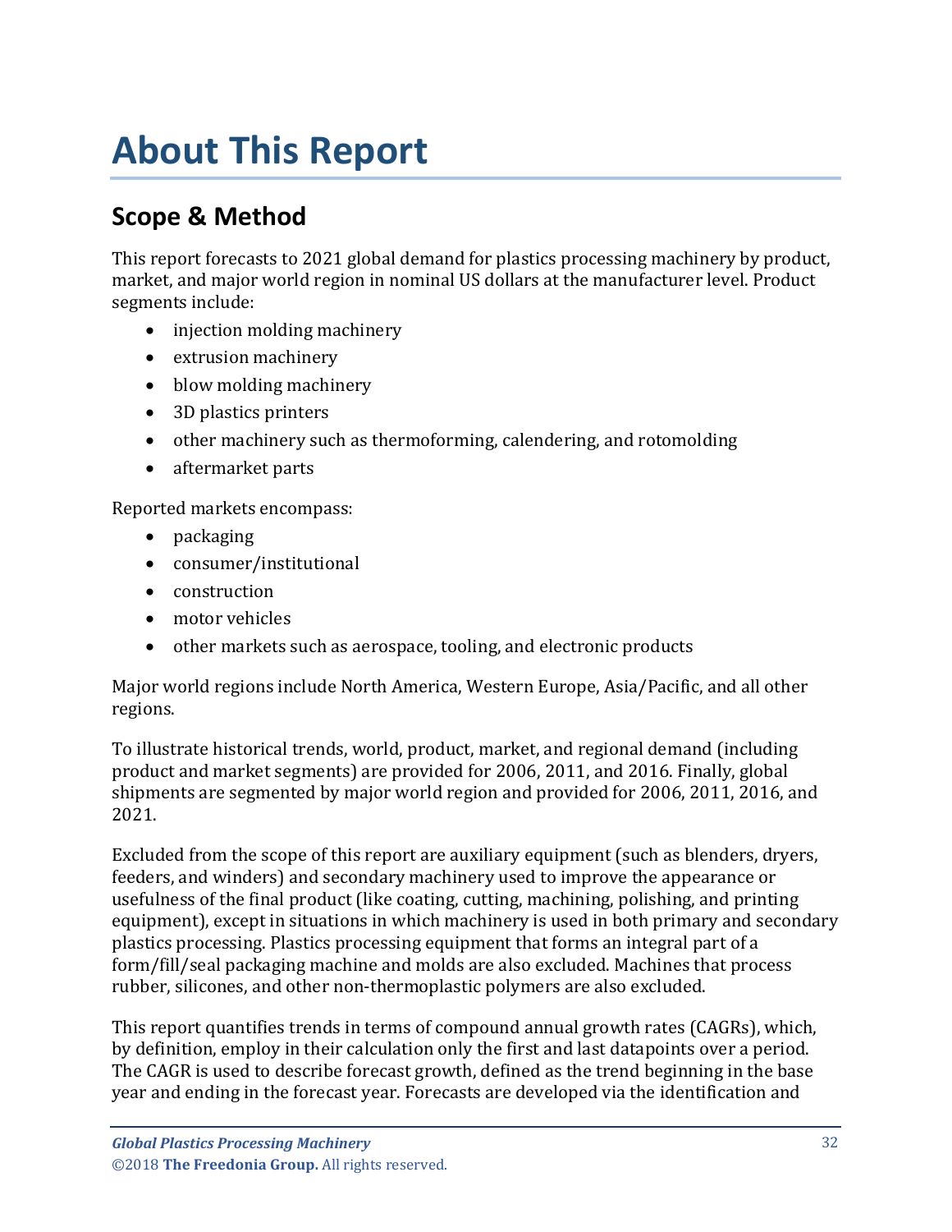# About This Report

## Scope & Method

This report forecasts to 2021 global demand for plastics processing machinery by product, market, and major world region in nominal US dollars at the manufacturer level. Product segments include:

- injection molding machinery
- extrusion machinery
- blow molding machinery
- 3D plastics printers
- other machinery such as thermoforming, calendering, and rotomolding
- aftermarket parts

Reported markets encompass:

- packaging
- consumer/institutional
- construction
- motor vehicles
- other markets such as aerospace, tooling, and electronic products

Major world regions include North America, Western Europe, Asia/Pacific, and all other regions.

To illustrate historical trends, world, product, market, and regional demand (including product and market segments) are provided for 2006, 2011, and 2016. Finally, global shipments are segmented by major world region and provided for 2006, 2011, 2016, and 2021.

Excluded from the scope of this report are auxiliary equipment (such as blenders, dryers, feeders, and winders) and secondary machinery used to improve the appearance or usefulness of the final product (like coating, cutting, machining, polishing, and printing equipment), except in situations in which machinery is used in both primary and secondary plastics processing. Plastics processing equipment that forms an integral part of a form/fill/seal packaging machine and molds are also excluded. Machines that process rubber, silicones, and other non-thermoplastic polymers are also excluded.

This report quantifies trends in terms of compound annual growth rates (CAGRs), which, by definition, employ in their calculation only the first and last datapoints over a period. The CAGR is used to describe forecast growth, defined as the trend beginning in the base year and ending in the forecast year. Forecasts are developed via the identification and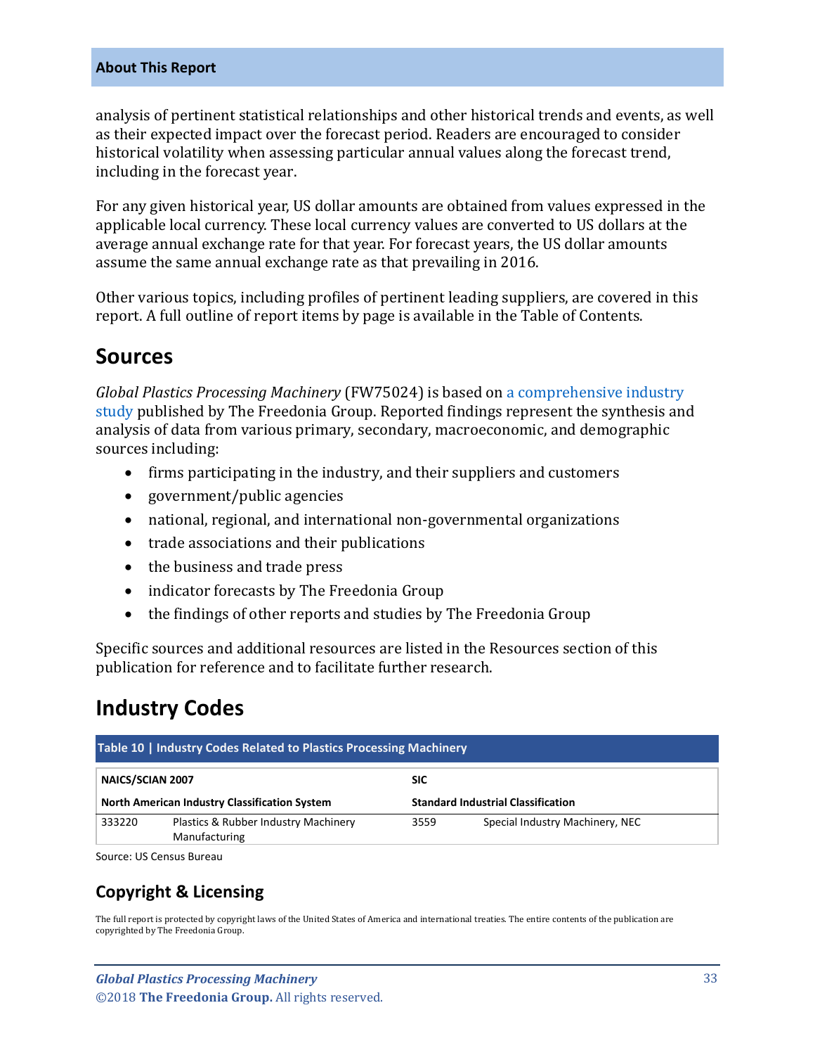analysis of pertinent statistical relationships and other historical trends and events, as well as their expected impact over the forecast period. Readers are encouraged to consider historical volatility when assessing particular annual values along the forecast trend, including in the forecast year.

For any given historical year, US dollar amounts are obtained from values expressed in the applicable local currency. These local currency values are converted to US dollars at the average annual exchange rate for that year. For forecast years, the US dollar amounts assume the same annual exchange rate as that prevailing in 2016.

Other various topics, including profiles of pertinent leading suppliers, are covered in this report. A full outline of report items by page is available in the Table of Contents.

## Sources

*Global Plastics Processing Machinery* (FW75024) is based on a comprehensive industry study published by The Freedonia Group. Reported findings represent the synthesis and analysis of data from various primary, secondary, macroeconomic, and demographic sources including:

- firms participating in the industry, and their suppliers and customers
- government/public agencies
- national, regional, and international non-governmental organizations
- trade associations and their publications
- the business and trade press
- indicator forecasts by The Freedonia Group
- the findings of other reports and studies by The Freedonia Group

Specific sources and additional resources are listed in the Resources section of this publication for reference and to facilitate further research.

## Industry Codes

**Table 10 | Industry Codes Related to Plastics Processing Machinery**

| NAICS/SCIAN 2007 | | SIC | |
|---|---|---|---|
| **North American Industry Classification System** | | **Standard Industrial Classification** | |
| 333220 | Plastics & Rubber Industry Machinery Manufacturing | 3559 | Special Industry Machinery, NEC |

Source: US Census Bureau

### Copyright & Licensing

The full report is protected by copyright laws of the United States of America and international treaties. The entire contents of the publication are copyrighted by The Freedonia Group.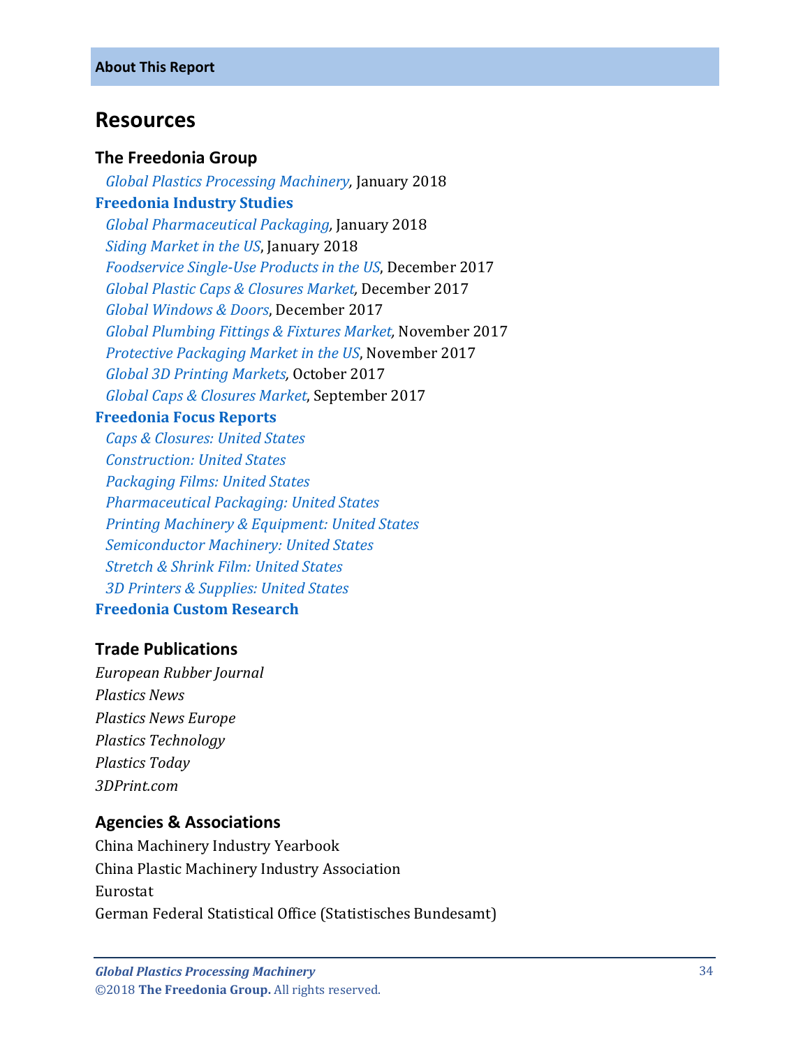## About This Report

# Resources

## The Freedonia Group

*Global Plastics Processing Machinery*, January 2018

**Freedonia Industry Studies**

*Global Pharmaceutical Packaging*, January 2018
*Siding Market in the US*, January 2018
*Foodservice Single-Use Products in the US*, December 2017
*Global Plastic Caps & Closures Market*, December 2017
*Global Windows & Doors*, December 2017
*Global Plumbing Fittings & Fixtures Market*, November 2017
*Protective Packaging Market in the US*, November 2017
*Global 3D Printing Markets*, October 2017
*Global Caps & Closures Market*, September 2017

**Freedonia Focus Reports**

*Caps & Closures: United States*
*Construction: United States*
*Packaging Films: United States*
*Pharmaceutical Packaging: United States*
*Printing Machinery & Equipment: United States*
*Semiconductor Machinery: United States*
*Stretch & Shrink Film: United States*
*3D Printers & Supplies: United States*

**Freedonia Custom Research**

## Trade Publications

*European Rubber Journal*
*Plastics News*
*Plastics News Europe*
*Plastics Technology*
*Plastics Today*
*3DPrint.com*

## Agencies & Associations

China Machinery Industry Yearbook
China Plastic Machinery Industry Association
Eurostat
German Federal Statistical Office (Statistisches Bundesamt)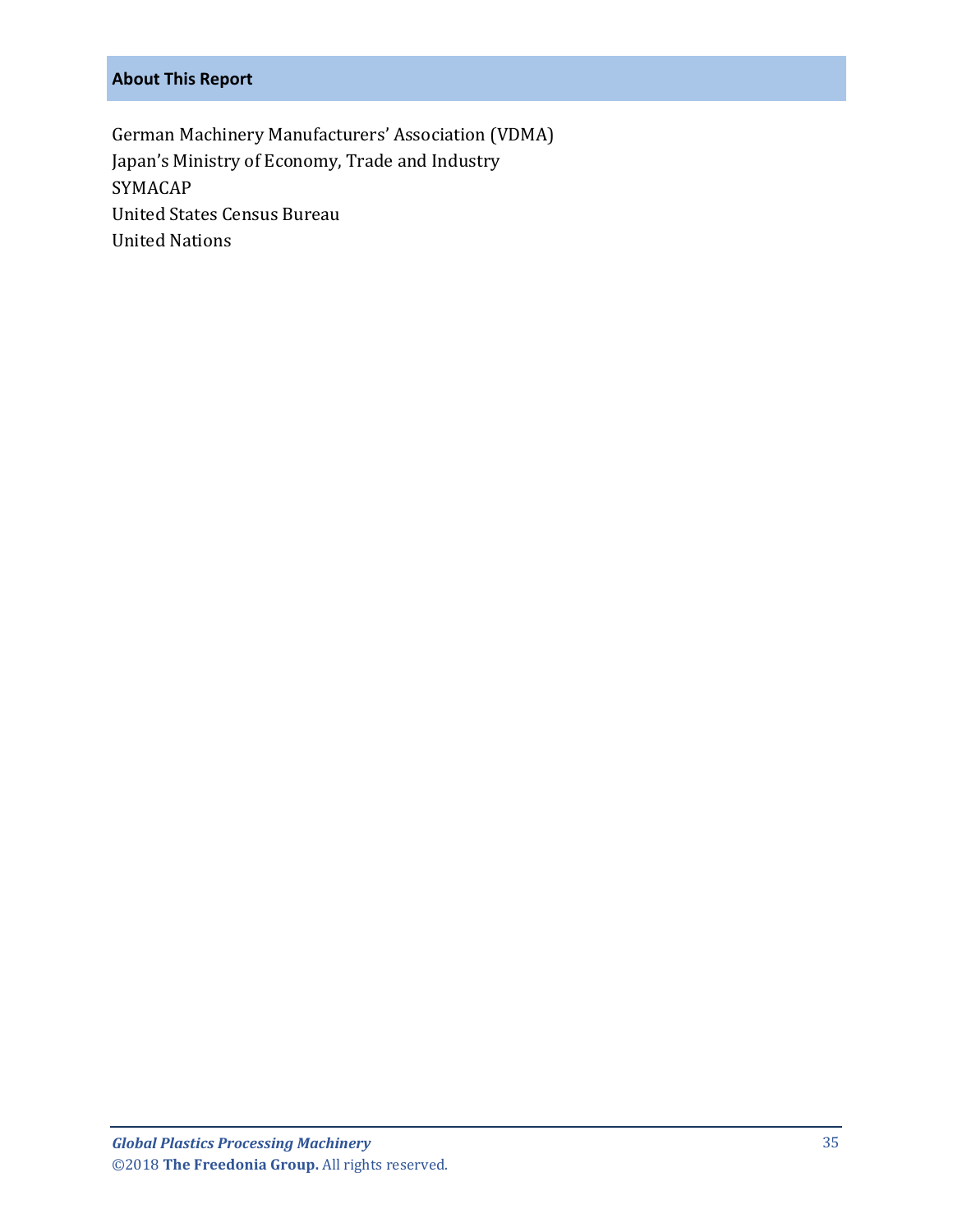## About This Report

German Machinery Manufacturers' Association (VDMA)
Japan's Ministry of Economy, Trade and Industry
SYMACAP
United States Census Bureau
United Nations